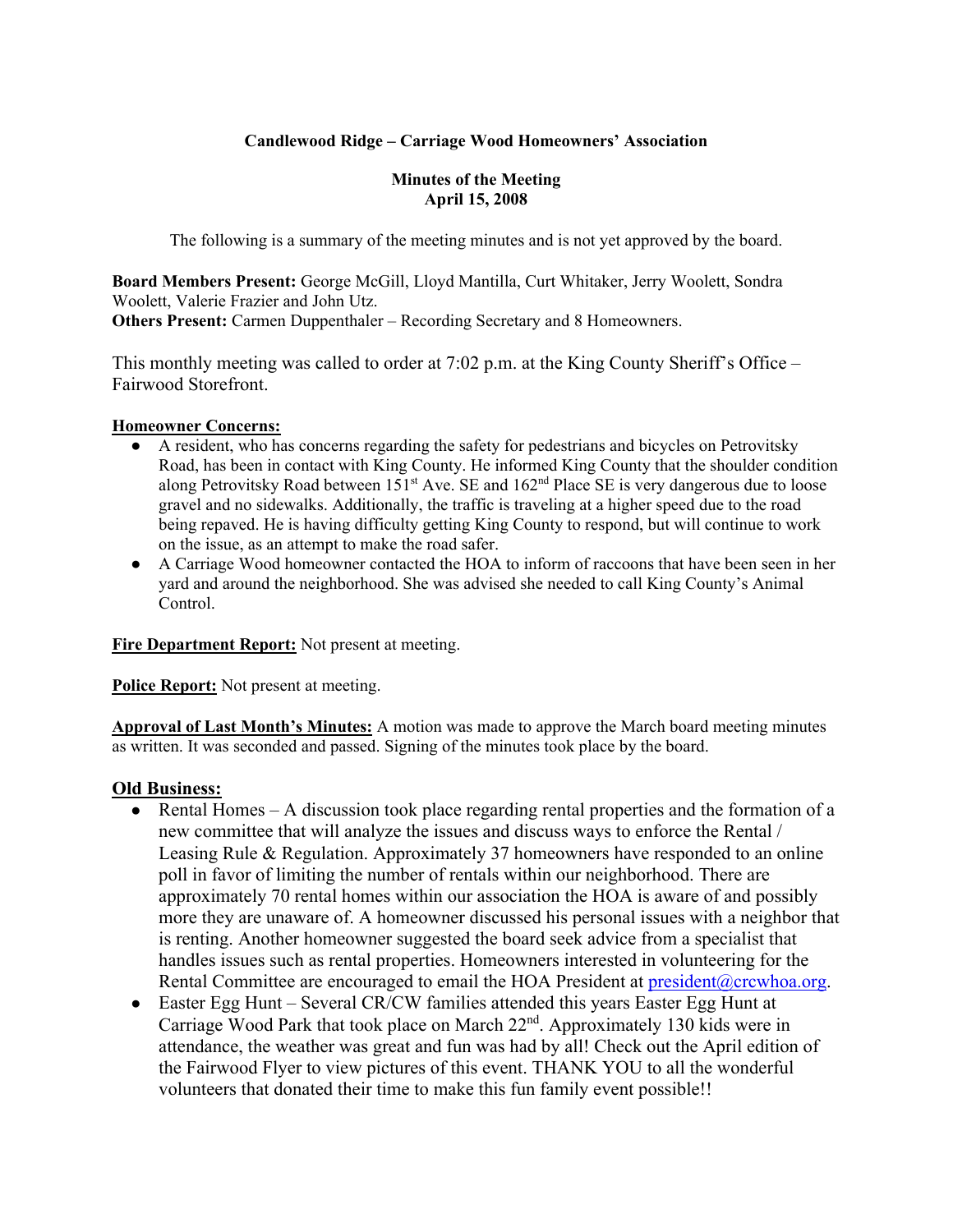**Candlewood Ridge – Carriage Wood Homeowners' Association**

**Minutes of the Meeting**
**April 15, 2008**

The following is a summary of the meeting minutes and is not yet approved by the board.

**Board Members Present:** George McGill, Lloyd Mantilla, Curt Whitaker, Jerry Woolett, Sondra Woolett, Valerie Frazier and John Utz.
**Others Present:** Carmen Duppenthaler – Recording Secretary and 8 Homeowners.

This monthly meeting was called to order at 7:02 p.m. at the King County Sheriff's Office – Fairwood Storefront.

**Homeowner Concerns:**

- A resident, who has concerns regarding the safety for pedestrians and bicycles on Petrovitsky Road, has been in contact with King County. He informed King County that the shoulder condition along Petrovitsky Road between 151st Ave. SE and 162nd Place SE is very dangerous due to loose gravel and no sidewalks. Additionally, the traffic is traveling at a higher speed due to the road being repaved. He is having difficulty getting King County to respond, but will continue to work on the issue, as an attempt to make the road safer.
- A Carriage Wood homeowner contacted the HOA to inform of raccoons that have been seen in her yard and around the neighborhood. She was advised she needed to call King County's Animal Control.

**Fire Department Report:** Not present at meeting.

**Police Report:** Not present at meeting.

**Approval of Last Month's Minutes:** A motion was made to approve the March board meeting minutes as written. It was seconded and passed. Signing of the minutes took place by the board.

## Old Business:

- Rental Homes – A discussion took place regarding rental properties and the formation of a new committee that will analyze the issues and discuss ways to enforce the Rental / Leasing Rule & Regulation. Approximately 37 homeowners have responded to an online poll in favor of limiting the number of rentals within our neighborhood. There are approximately 70 rental homes within our association the HOA is aware of and possibly more they are unaware of. A homeowner discussed his personal issues with a neighbor that is renting. Another homeowner suggested the board seek advice from a specialist that handles issues such as rental properties. Homeowners interested in volunteering for the Rental Committee are encouraged to email the HOA President at president@crcwhoa.org.
- Easter Egg Hunt – Several CR/CW families attended this years Easter Egg Hunt at Carriage Wood Park that took place on March 22nd. Approximately 130 kids were in attendance, the weather was great and fun was had by all! Check out the April edition of the Fairwood Flyer to view pictures of this event. THANK YOU to all the wonderful volunteers that donated their time to make this fun family event possible!!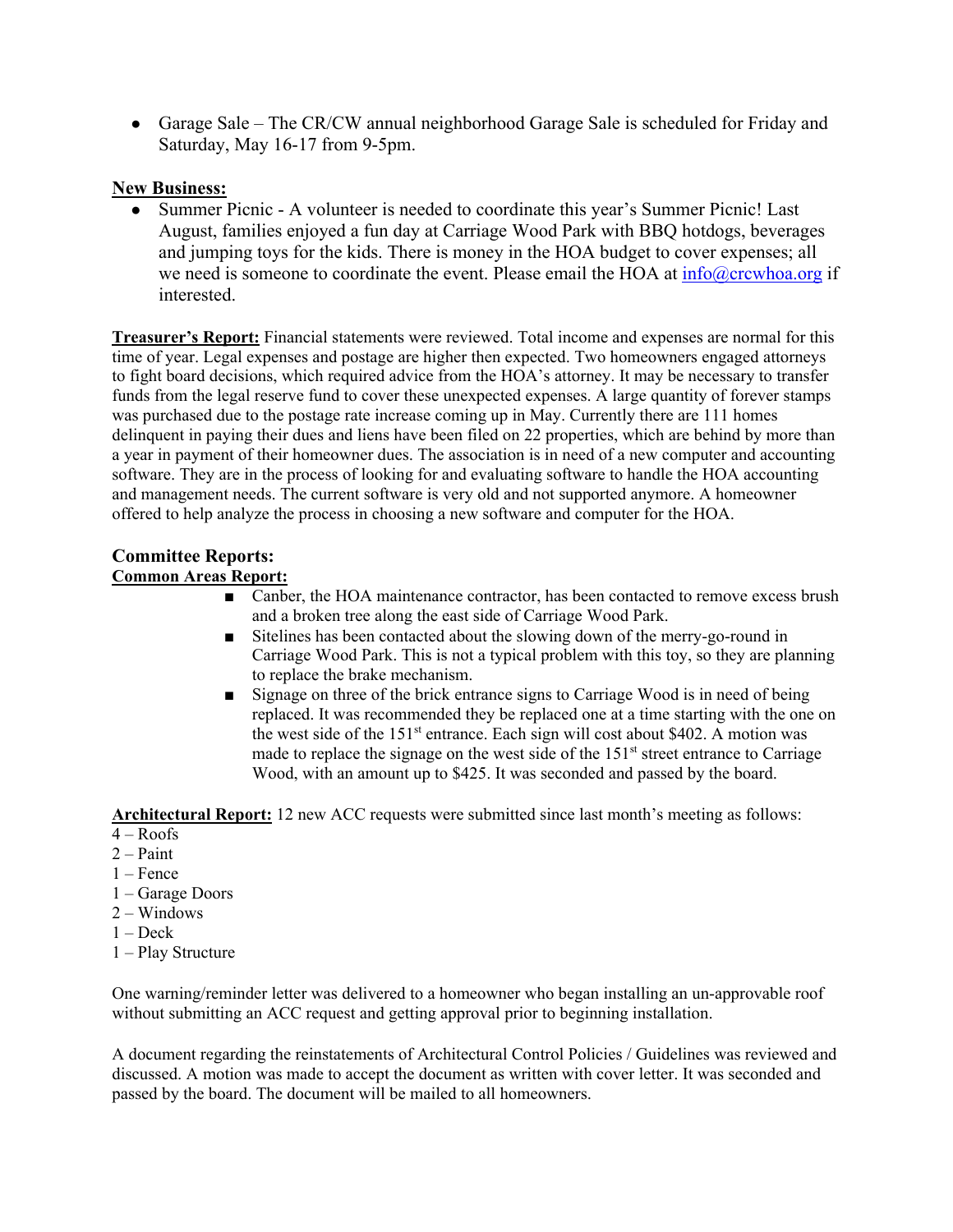- Garage Sale – The CR/CW annual neighborhood Garage Sale is scheduled for Friday and Saturday, May 16-17 from 9-5pm.

**New Business:**

- Summer Picnic - A volunteer is needed to coordinate this year's Summer Picnic! Last August, families enjoyed a fun day at Carriage Wood Park with BBQ hotdogs, beverages and jumping toys for the kids. There is money in the HOA budget to cover expenses; all we need is someone to coordinate the event. Please email the HOA at info@crcwhoa.org if interested.

**Treasurer's Report:** Financial statements were reviewed. Total income and expenses are normal for this time of year. Legal expenses and postage are higher then expected. Two homeowners engaged attorneys to fight board decisions, which required advice from the HOA's attorney. It may be necessary to transfer funds from the legal reserve fund to cover these unexpected expenses. A large quantity of forever stamps was purchased due to the postage rate increase coming up in May. Currently there are 111 homes delinquent in paying their dues and liens have been filed on 22 properties, which are behind by more than a year in payment of their homeowner dues. The association is in need of a new computer and accounting software. They are in the process of looking for and evaluating software to handle the HOA accounting and management needs. The current software is very old and not supported anymore. A homeowner offered to help analyze the process in choosing a new software and computer for the HOA.

## Committee Reports:

**Common Areas Report:**

- Canber, the HOA maintenance contractor, has been contacted to remove excess brush and a broken tree along the east side of Carriage Wood Park.
- Sitelines has been contacted about the slowing down of the merry-go-round in Carriage Wood Park. This is not a typical problem with this toy, so they are planning to replace the brake mechanism.
- Signage on three of the brick entrance signs to Carriage Wood is in need of being replaced. It was recommended they be replaced one at a time starting with the one on the west side of the 151st entrance. Each sign will cost about $402. A motion was made to replace the signage on the west side of the 151st street entrance to Carriage Wood, with an amount up to $425. It was seconded and passed by the board.

**Architectural Report:** 12 new ACC requests were submitted since last month's meeting as follows:

4 – Roofs
2 – Paint
1 – Fence
1 – Garage Doors
2 – Windows
1 – Deck
1 – Play Structure

One warning/reminder letter was delivered to a homeowner who began installing an un-approvable roof without submitting an ACC request and getting approval prior to beginning installation.

A document regarding the reinstatements of Architectural Control Policies / Guidelines was reviewed and discussed. A motion was made to accept the document as written with cover letter. It was seconded and passed by the board. The document will be mailed to all homeowners.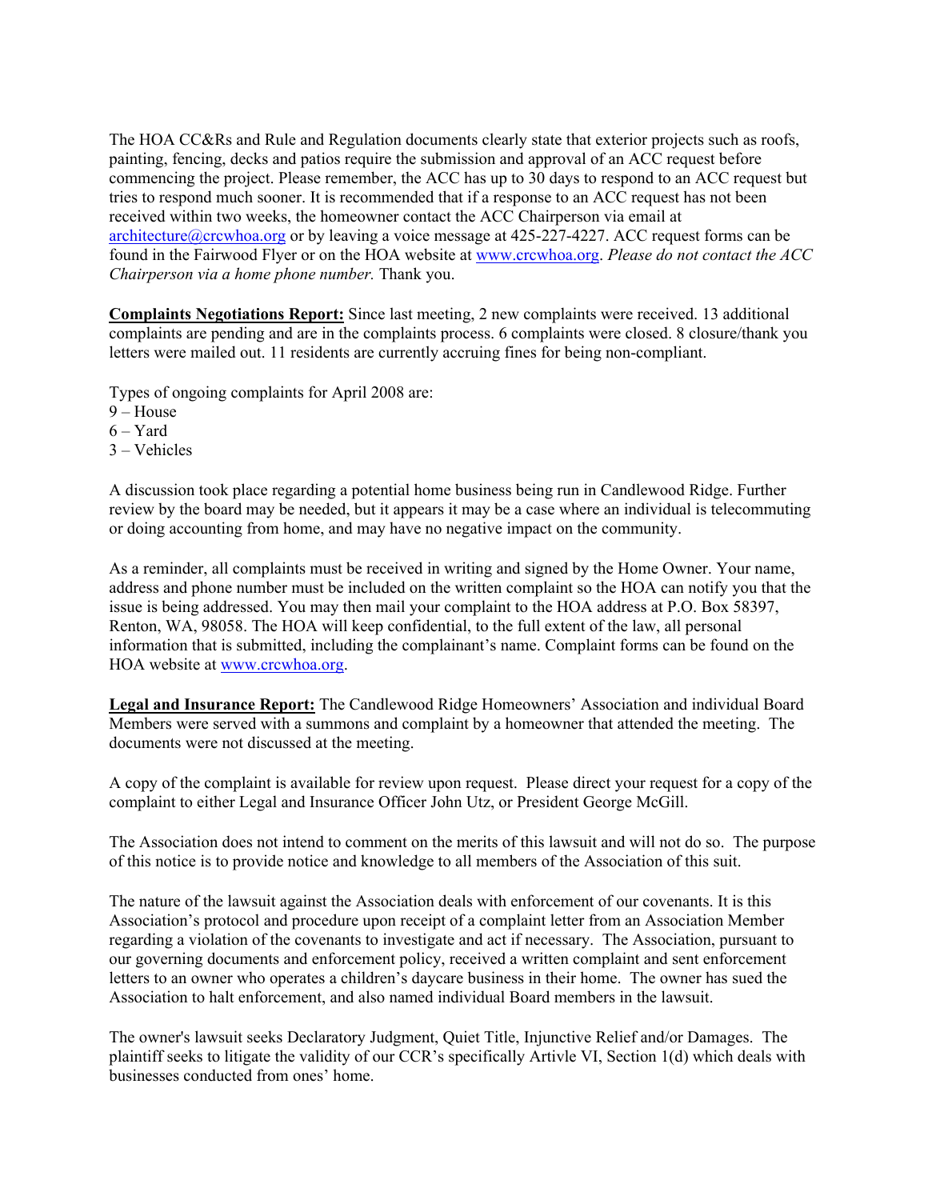The HOA CC&Rs and Rule and Regulation documents clearly state that exterior projects such as roofs, painting, fencing, decks and patios require the submission and approval of an ACC request before commencing the project. Please remember, the ACC has up to 30 days to respond to an ACC request but tries to respond much sooner. It is recommended that if a response to an ACC request has not been received within two weeks, the homeowner contact the ACC Chairperson via email at architecture@crcwhoa.org or by leaving a voice message at 425-227-4227. ACC request forms can be found in the Fairwood Flyer or on the HOA website at www.crcwhoa.org. *Please do not contact the ACC Chairperson via a home phone number.* Thank you.

**Complaints Negotiations Report:** Since last meeting, 2 new complaints were received. 13 additional complaints are pending and are in the complaints process. 6 complaints were closed. 8 closure/thank you letters were mailed out. 11 residents are currently accruing fines for being non-compliant.

Types of ongoing complaints for April 2008 are:
9 – House
6 – Yard
3 – Vehicles

A discussion took place regarding a potential home business being run in Candlewood Ridge. Further review by the board may be needed, but it appears it may be a case where an individual is telecommuting or doing accounting from home, and may have no negative impact on the community.

As a reminder, all complaints must be received in writing and signed by the Home Owner. Your name, address and phone number must be included on the written complaint so the HOA can notify you that the issue is being addressed. You may then mail your complaint to the HOA address at P.O. Box 58397, Renton, WA, 98058. The HOA will keep confidential, to the full extent of the law, all personal information that is submitted, including the complainant's name. Complaint forms can be found on the HOA website at www.crcwhoa.org.

**Legal and Insurance Report:** The Candlewood Ridge Homeowners' Association and individual Board Members were served with a summons and complaint by a homeowner that attended the meeting. The documents were not discussed at the meeting.

A copy of the complaint is available for review upon request. Please direct your request for a copy of the complaint to either Legal and Insurance Officer John Utz, or President George McGill.

The Association does not intend to comment on the merits of this lawsuit and will not do so. The purpose of this notice is to provide notice and knowledge to all members of the Association of this suit.

The nature of the lawsuit against the Association deals with enforcement of our covenants. It is this Association's protocol and procedure upon receipt of a complaint letter from an Association Member regarding a violation of the covenants to investigate and act if necessary. The Association, pursuant to our governing documents and enforcement policy, received a written complaint and sent enforcement letters to an owner who operates a children's daycare business in their home. The owner has sued the Association to halt enforcement, and also named individual Board members in the lawsuit.

The owner's lawsuit seeks Declaratory Judgment, Quiet Title, Injunctive Relief and/or Damages. The plaintiff seeks to litigate the validity of our CCR's specifically Artivle VI, Section 1(d) which deals with businesses conducted from ones' home.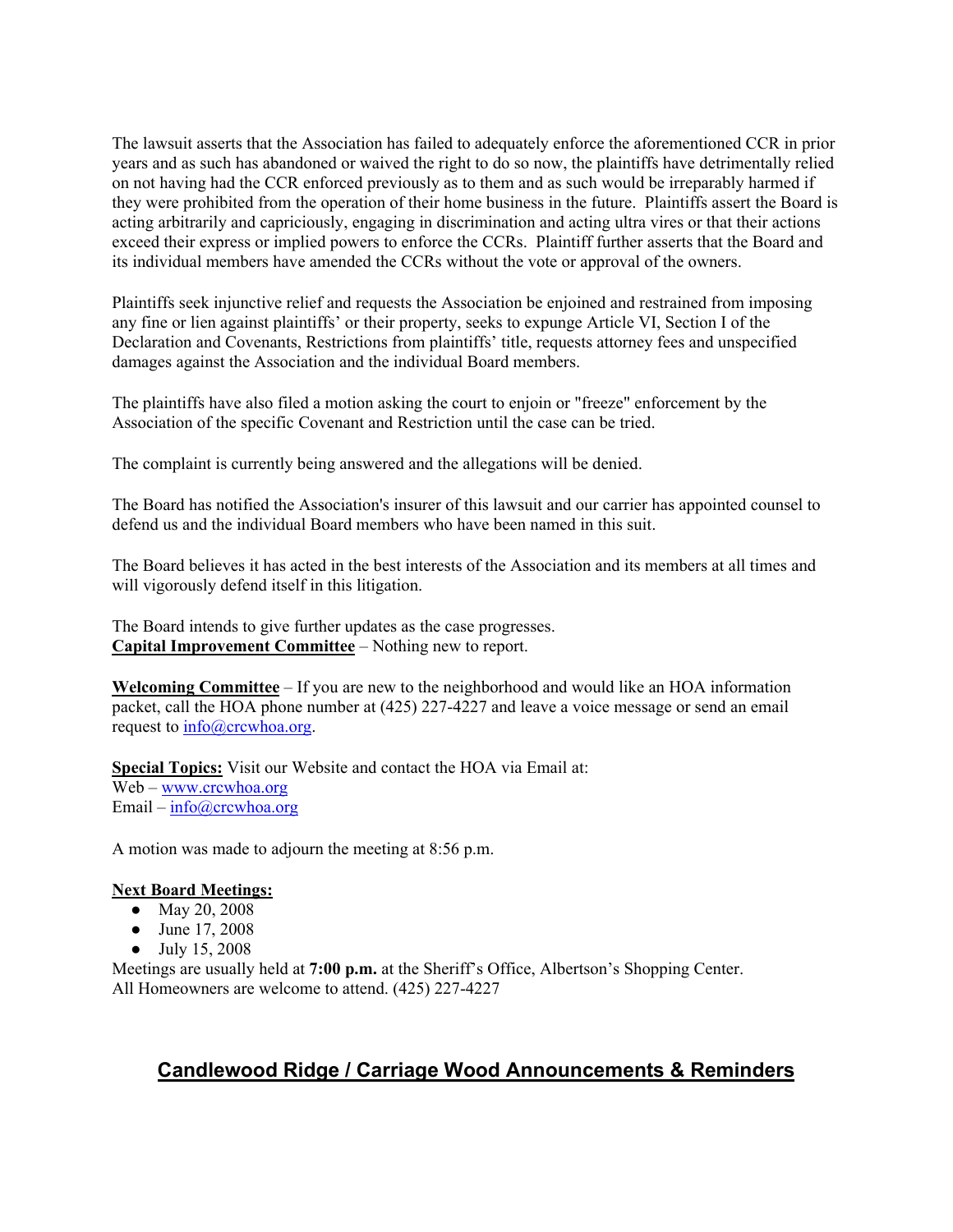The lawsuit asserts that the Association has failed to adequately enforce the aforementioned CCR in prior years and as such has abandoned or waived the right to do so now, the plaintiffs have detrimentally relied on not having had the CCR enforced previously as to them and as such would be irreparably harmed if they were prohibited from the operation of their home business in the future. Plaintiffs assert the Board is acting arbitrarily and capriciously, engaging in discrimination and acting ultra vires or that their actions exceed their express or implied powers to enforce the CCRs. Plaintiff further asserts that the Board and its individual members have amended the CCRs without the vote or approval of the owners.

Plaintiffs seek injunctive relief and requests the Association be enjoined and restrained from imposing any fine or lien against plaintiffs' or their property, seeks to expunge Article VI, Section I of the Declaration and Covenants, Restrictions from plaintiffs' title, requests attorney fees and unspecified damages against the Association and the individual Board members.

The plaintiffs have also filed a motion asking the court to enjoin or "freeze" enforcement by the Association of the specific Covenant and Restriction until the case can be tried.

The complaint is currently being answered and the allegations will be denied.

The Board has notified the Association's insurer of this lawsuit and our carrier has appointed counsel to defend us and the individual Board members who have been named in this suit.

The Board believes it has acted in the best interests of the Association and its members at all times and will vigorously defend itself in this litigation.

The Board intends to give further updates as the case progresses.

**Capital Improvement Committee** – Nothing new to report.

**Welcoming Committee** – If you are new to the neighborhood and would like an HOA information packet, call the HOA phone number at (425) 227-4227 and leave a voice message or send an email request to info@crcwhoa.org.

**Special Topics:** Visit our Website and contact the HOA via Email at:
Web – www.crcwhoa.org
Email – info@crcwhoa.org

A motion was made to adjourn the meeting at 8:56 p.m.

**Next Board Meetings:**

- May 20, 2008
- June 17, 2008
- July 15, 2008

Meetings are usually held at **7:00 p.m.** at the Sheriff's Office, Albertson's Shopping Center.
All Homeowners are welcome to attend. (425) 227-4227

## Candlewood Ridge / Carriage Wood Announcements & Reminders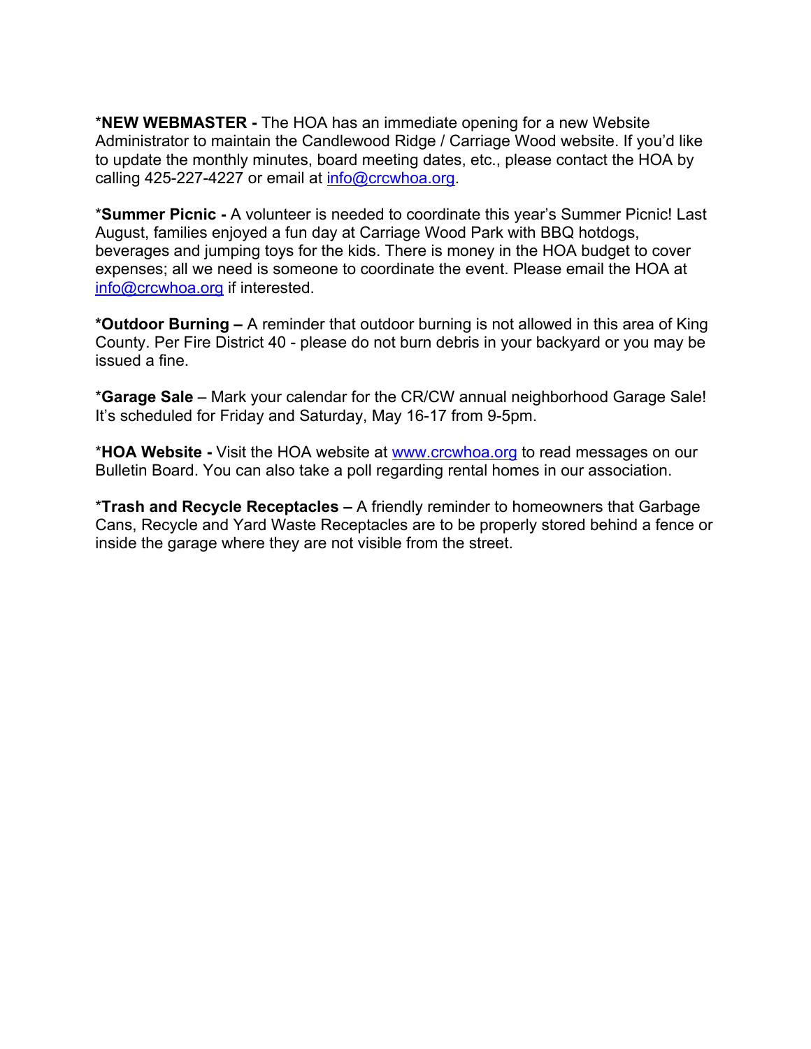***NEW WEBMASTER -** The HOA has an immediate opening for a new Website Administrator to maintain the Candlewood Ridge / Carriage Wood website. If you'd like to update the monthly minutes, board meeting dates, etc., please contact the HOA by calling 425-227-4227 or email at info@crcwhoa.org.

***Summer Picnic -** A volunteer is needed to coordinate this year's Summer Picnic! Last August, families enjoyed a fun day at Carriage Wood Park with BBQ hotdogs, beverages and jumping toys for the kids. There is money in the HOA budget to cover expenses; all we need is someone to coordinate the event. Please email the HOA at info@crcwhoa.org if interested.

***Outdoor Burning –** A reminder that outdoor burning is not allowed in this area of King County. Per Fire District 40 - please do not burn debris in your backyard or you may be issued a fine.

***Garage Sale** – Mark your calendar for the CR/CW annual neighborhood Garage Sale! It's scheduled for Friday and Saturday, May 16-17 from 9-5pm.

***HOA Website -** Visit the HOA website at www.crcwhoa.org to read messages on our Bulletin Board. You can also take a poll regarding rental homes in our association.

***Trash and Recycle Receptacles –** A friendly reminder to homeowners that Garbage Cans, Recycle and Yard Waste Receptacles are to be properly stored behind a fence or inside the garage where they are not visible from the street.